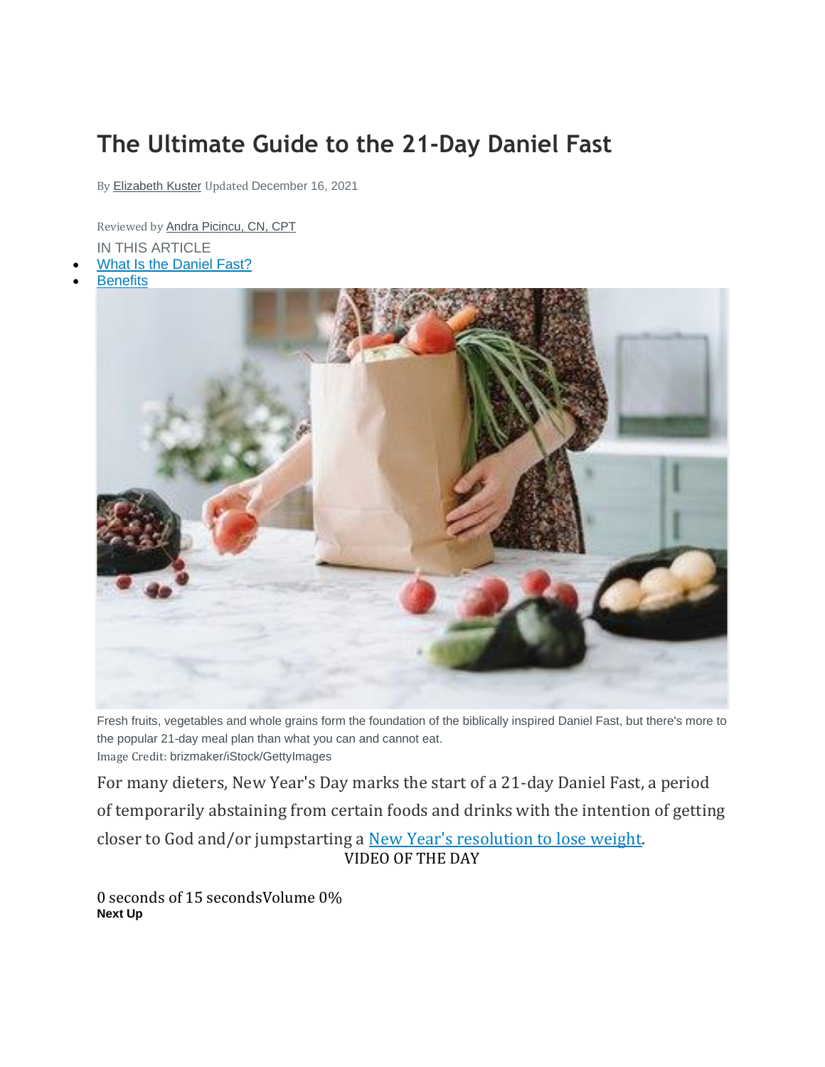# The Ultimate Guide to the 21-Day Daniel Fast

By Elizabeth Kuster Updated December 16, 2021

Reviewed by Andra Picincu, CN, CPT

IN THIS ARTICLE

- What Is the Daniel Fast?
- Benefits

Fresh fruits, vegetables and whole grains form the foundation of the biblically inspired Daniel Fast, but there's more to the popular 21-day meal plan than what you can and cannot eat.

Image Credit: brizmaker/iStock/GettyImages

For many dieters, New Year's Day marks the start of a 21-day Daniel Fast, a period of temporarily abstaining from certain foods and drinks with the intention of getting closer to God and/or jumpstarting a New Year's resolution to lose weight.

VIDEO OF THE DAY

0 seconds of 15 secondsVolume 0%

**Next Up**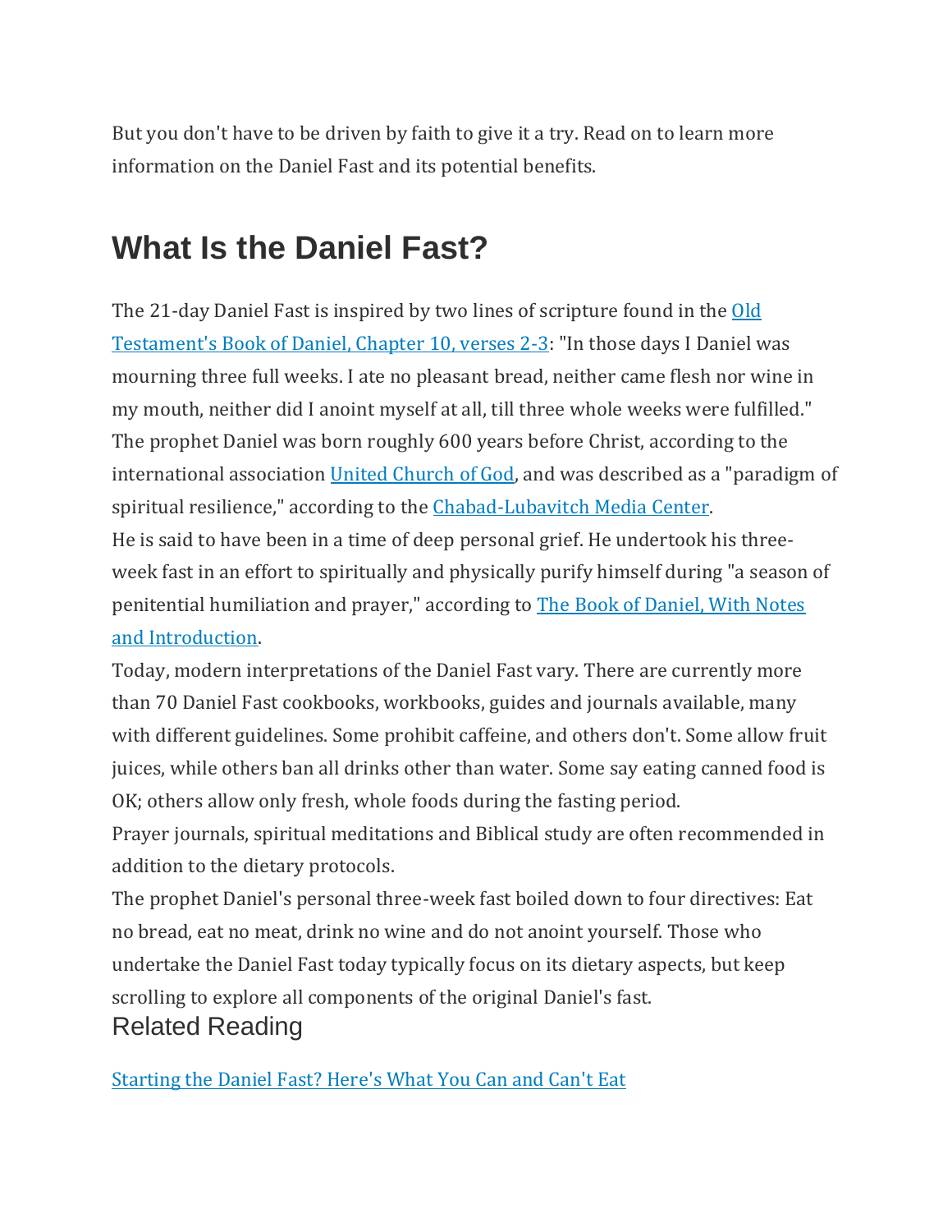But you don't have to be driven by faith to give it a try. Read on to learn more information on the Daniel Fast and its potential benefits.

## What Is the Daniel Fast?

The 21-day Daniel Fast is inspired by two lines of scripture found in the [Old Testament's Book of Daniel, Chapter 10, verses 2-3](): "In those days I Daniel was mourning three full weeks. I ate no pleasant bread, neither came flesh nor wine in my mouth, neither did I anoint myself at all, till three whole weeks were fulfilled." The prophet Daniel was born roughly 600 years before Christ, according to the international association [United Church of God](), and was described as a "paradigm of spiritual resilience," according to the [Chabad-Lubavitch Media Center]().

He is said to have been in a time of deep personal grief. He undertook his three-week fast in an effort to spiritually and physically purify himself during "a season of penitential humiliation and prayer," according to [The Book of Daniel, With Notes and Introduction]().

Today, modern interpretations of the Daniel Fast vary. There are currently more than 70 Daniel Fast cookbooks, workbooks, guides and journals available, many with different guidelines. Some prohibit caffeine, and others don't. Some allow fruit juices, while others ban all drinks other than water. Some say eating canned food is OK; others allow only fresh, whole foods during the fasting period.

Prayer journals, spiritual meditations and Biblical study are often recommended in addition to the dietary protocols.

The prophet Daniel's personal three-week fast boiled down to four directives: Eat no bread, eat no meat, drink no wine and do not anoint yourself. Those who undertake the Daniel Fast today typically focus on its dietary aspects, but keep scrolling to explore all components of the original Daniel's fast.

### Related Reading

[Starting the Daniel Fast? Here's What You Can and Can't Eat]()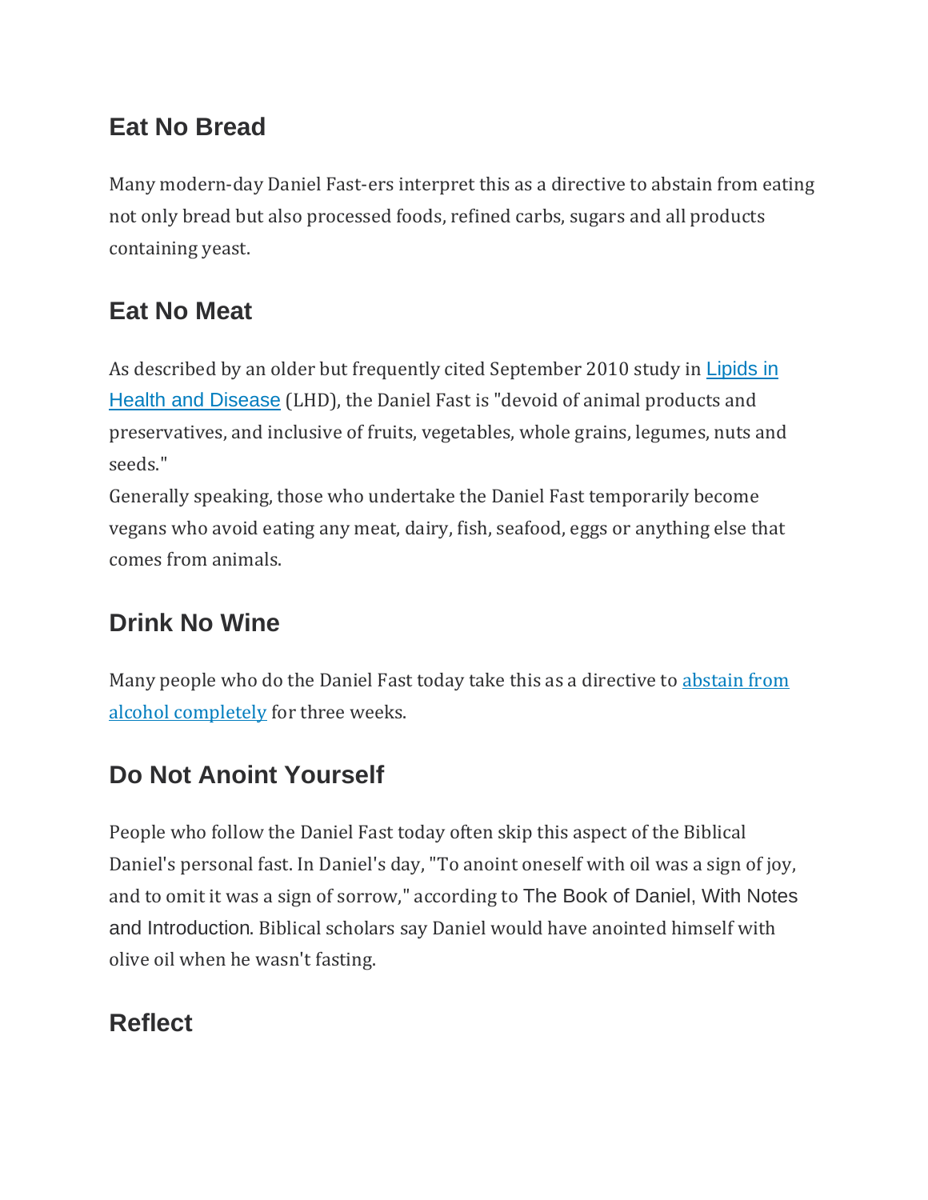## Eat No Bread

Many modern-day Daniel Fast-ers interpret this as a directive to abstain from eating not only bread but also processed foods, refined carbs, sugars and all products containing yeast.

## Eat No Meat

As described by an older but frequently cited September 2010 study in Lipids in Health and Disease (LHD), the Daniel Fast is "devoid of animal products and preservatives, and inclusive of fruits, vegetables, whole grains, legumes, nuts and seeds."

Generally speaking, those who undertake the Daniel Fast temporarily become vegans who avoid eating any meat, dairy, fish, seafood, eggs or anything else that comes from animals.

## Drink No Wine

Many people who do the Daniel Fast today take this as a directive to abstain from alcohol completely for three weeks.

## Do Not Anoint Yourself

People who follow the Daniel Fast today often skip this aspect of the Biblical Daniel's personal fast. In Daniel's day, "To anoint oneself with oil was a sign of joy, and to omit it was a sign of sorrow," according to The Book of Daniel, With Notes and Introduction. Biblical scholars say Daniel would have anointed himself with olive oil when he wasn't fasting.

## Reflect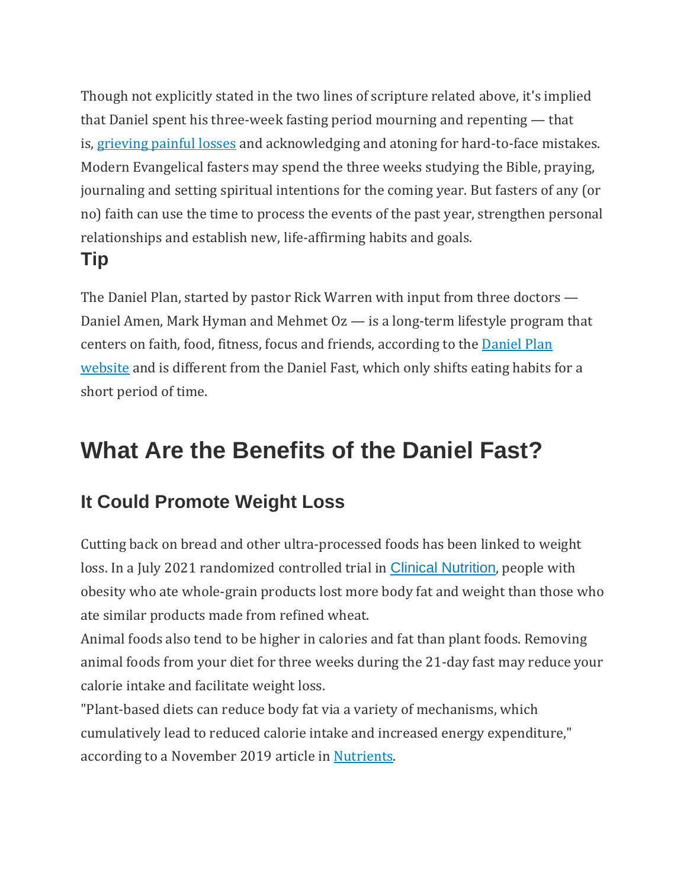Though not explicitly stated in the two lines of scripture related above, it's implied that Daniel spent his three-week fasting period mourning and repenting — that is, grieving painful losses and acknowledging and atoning for hard-to-face mistakes. Modern Evangelical fasters may spend the three weeks studying the Bible, praying, journaling and setting spiritual intentions for the coming year. But fasters of any (or no) faith can use the time to process the events of the past year, strengthen personal relationships and establish new, life-affirming habits and goals.

### Tip

The Daniel Plan, started by pastor Rick Warren with input from three doctors — Daniel Amen, Mark Hyman and Mehmet Oz — is a long-term lifestyle program that centers on faith, food, fitness, focus and friends, according to the Daniel Plan website and is different from the Daniel Fast, which only shifts eating habits for a short period of time.

## What Are the Benefits of the Daniel Fast?

### It Could Promote Weight Loss

Cutting back on bread and other ultra-processed foods has been linked to weight loss. In a July 2021 randomized controlled trial in Clinical Nutrition, people with obesity who ate whole-grain products lost more body fat and weight than those who ate similar products made from refined wheat.

Animal foods also tend to be higher in calories and fat than plant foods. Removing animal foods from your diet for three weeks during the 21-day fast may reduce your calorie intake and facilitate weight loss.

"Plant-based diets can reduce body fat via a variety of mechanisms, which cumulatively lead to reduced calorie intake and increased energy expenditure," according to a November 2019 article in Nutrients.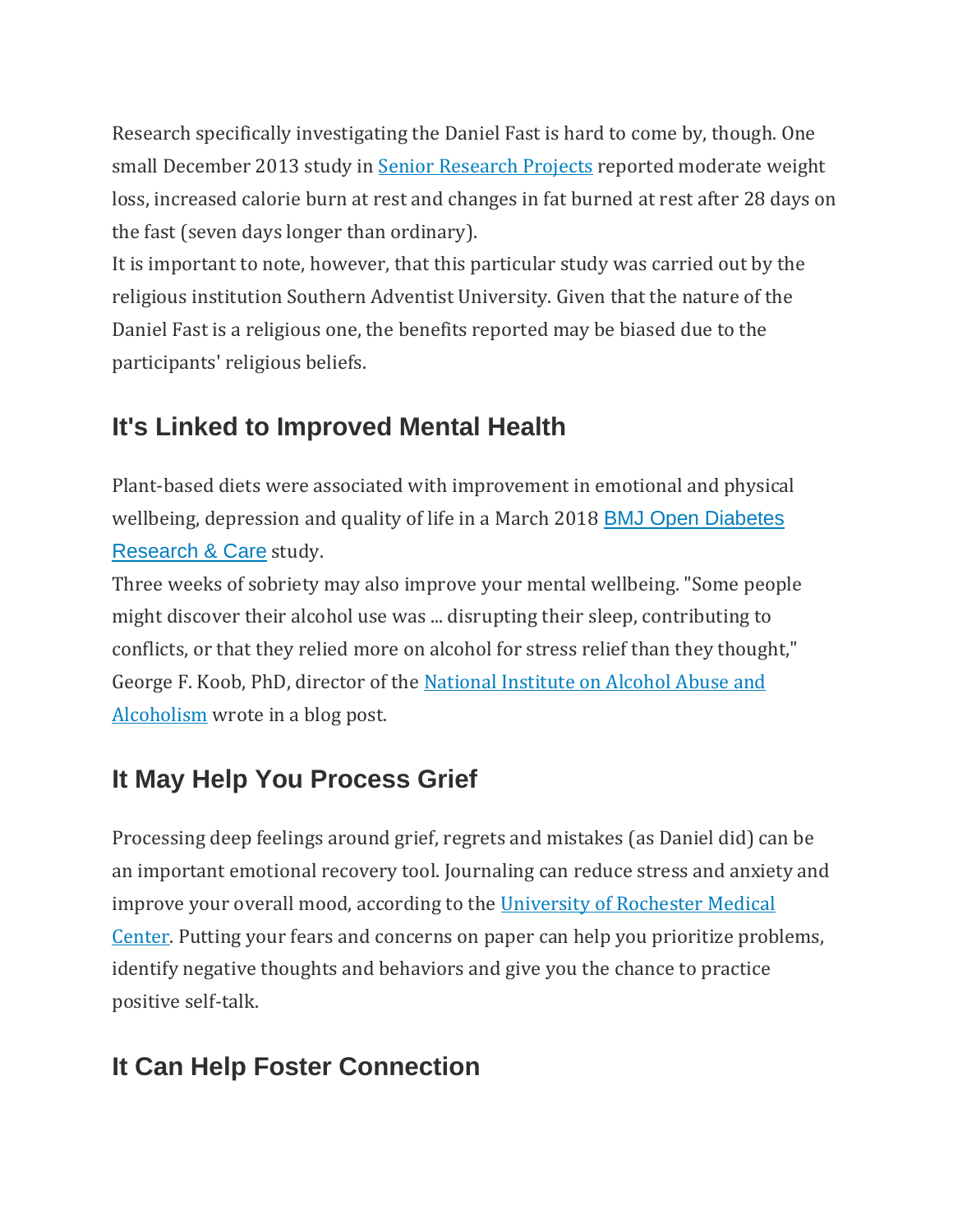Research specifically investigating the Daniel Fast is hard to come by, though. One small December 2013 study in [Senior Research Projects] reported moderate weight loss, increased calorie burn at rest and changes in fat burned at rest after 28 days on the fast (seven days longer than ordinary).

It is important to note, however, that this particular study was carried out by the religious institution Southern Adventist University. Given that the nature of the Daniel Fast is a religious one, the benefits reported may be biased due to the participants' religious beliefs.

## It's Linked to Improved Mental Health

Plant-based diets were associated with improvement in emotional and physical wellbeing, depression and quality of life in a March 2018 [BMJ Open Diabetes Research & Care] study.

Three weeks of sobriety may also improve your mental wellbeing. "Some people might discover their alcohol use was ... disrupting their sleep, contributing to conflicts, or that they relied more on alcohol for stress relief than they thought," George F. Koob, PhD, director of the [National Institute on Alcohol Abuse and Alcoholism] wrote in a blog post.

## It May Help You Process Grief

Processing deep feelings around grief, regrets and mistakes (as Daniel did) can be an important emotional recovery tool. Journaling can reduce stress and anxiety and improve your overall mood, according to the [University of Rochester Medical Center]. Putting your fears and concerns on paper can help you prioritize problems, identify negative thoughts and behaviors and give you the chance to practice positive self-talk.

## It Can Help Foster Connection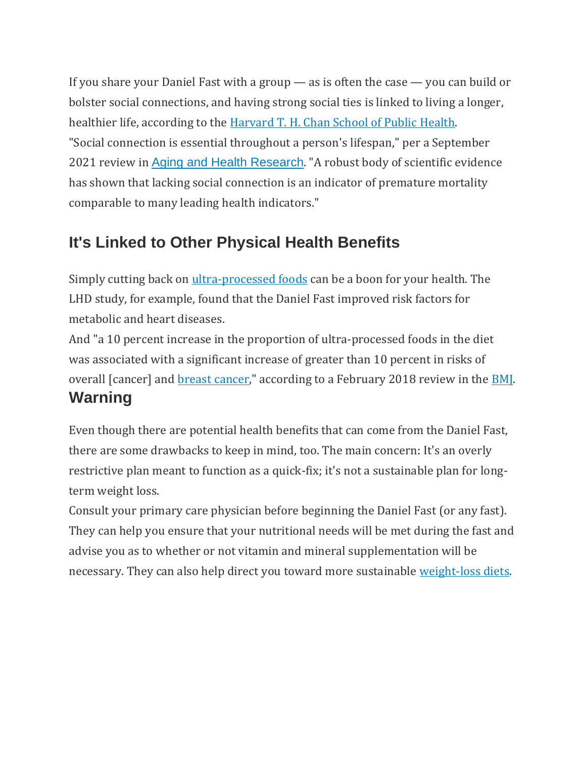If you share your Daniel Fast with a group — as is often the case — you can build or bolster social connections, and having strong social ties is linked to living a longer, healthier life, according to the Harvard T. H. Chan School of Public Health.
"Social connection is essential throughout a person's lifespan," per a September 2021 review in Aging and Health Research. "A robust body of scientific evidence has shown that lacking social connection is an indicator of premature mortality comparable to many leading health indicators."

## It's Linked to Other Physical Health Benefits

Simply cutting back on ultra-processed foods can be a boon for your health. The LHD study, for example, found that the Daniel Fast improved risk factors for metabolic and heart diseases.
And "a 10 percent increase in the proportion of ultra-processed foods in the diet was associated with a significant increase of greater than 10 percent in risks of overall [cancer] and breast cancer," according to a February 2018 review in the BMJ.

## Warning

Even though there are potential health benefits that can come from the Daniel Fast, there are some drawbacks to keep in mind, too. The main concern: It's an overly restrictive plan meant to function as a quick-fix; it's not a sustainable plan for long-term weight loss.
Consult your primary care physician before beginning the Daniel Fast (or any fast). They can help you ensure that your nutritional needs will be met during the fast and advise you as to whether or not vitamin and mineral supplementation will be necessary. They can also help direct you toward more sustainable weight-loss diets.